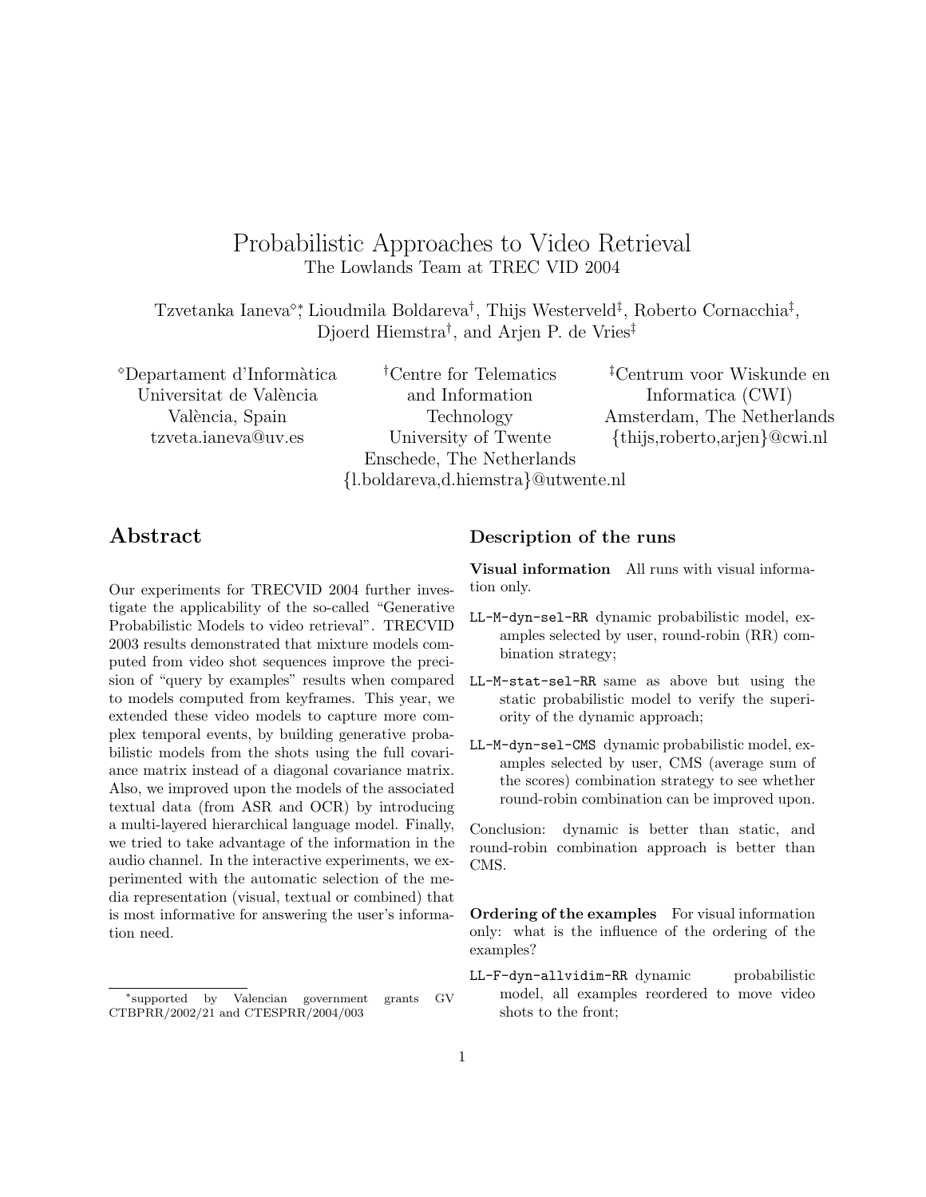# Probabilistic Approaches to Video Retrieval

The Lowlands Team at TREC VID 2004

Tzvetanka Ianeva[◇,*], Lioudmila Boldareva[†], Thijs Westerveld[‡], Roberto Cornacchia[‡], Djoerd Hiemstra[†], and Arjen P. de Vries[‡]

[◇]Departament d'Informàtica
Universitat de València
València, Spain
tzveta.ianeva@uv.es

[†]Centre for Telematics and Information Technology
University of Twente
Enschede, The Netherlands
{l.boldareva,d.hiemstra}@utwente.nl

[‡]Centrum voor Wiskunde en Informatica (CWI)
Amsterdam, The Netherlands
{thijs,roberto,arjen}@cwi.nl

## Abstract

Our experiments for TRECVID 2004 further investigate the applicability of the so-called "Generative Probabilistic Models to video retrieval". TRECVID 2003 results demonstrated that mixture models computed from video shot sequences improve the precision of "query by examples" results when compared to models computed from keyframes. This year, we extended these video models to capture more complex temporal events, by building generative probabilistic models from the shots using the full covariance matrix instead of a diagonal covariance matrix. Also, we improved upon the models of the associated textual data (from ASR and OCR) by introducing a multi-layered hierarchical language model. Finally, we tried to take advantage of the information in the audio channel. In the interactive experiments, we experimented with the automatic selection of the media representation (visual, textual or combined) that is most informative for answering the user's information need.

[*]supported by Valencian government grants GV CTBPRR/2002/21 and CTESPRR/2004/003

### Description of the runs

**Visual information** All runs with visual information only.

- `LL-M-dyn-sel-RR` dynamic probabilistic model, examples selected by user, round-robin (RR) combination strategy;
- `LL-M-stat-sel-RR` same as above but using the static probabilistic model to verify the superiority of the dynamic approach;
- `LL-M-dyn-sel-CMS` dynamic probabilistic model, examples selected by user, CMS (average sum of the scores) combination strategy to see whether round-robin combination can be improved upon.

Conclusion: dynamic is better than static, and round-robin combination approach is better than CMS.

**Ordering of the examples** For visual information only: what is the influence of the ordering of the examples?

- `LL-F-dyn-allvidim-RR` dynamic probabilistic model, all examples reordered to move video shots to the front;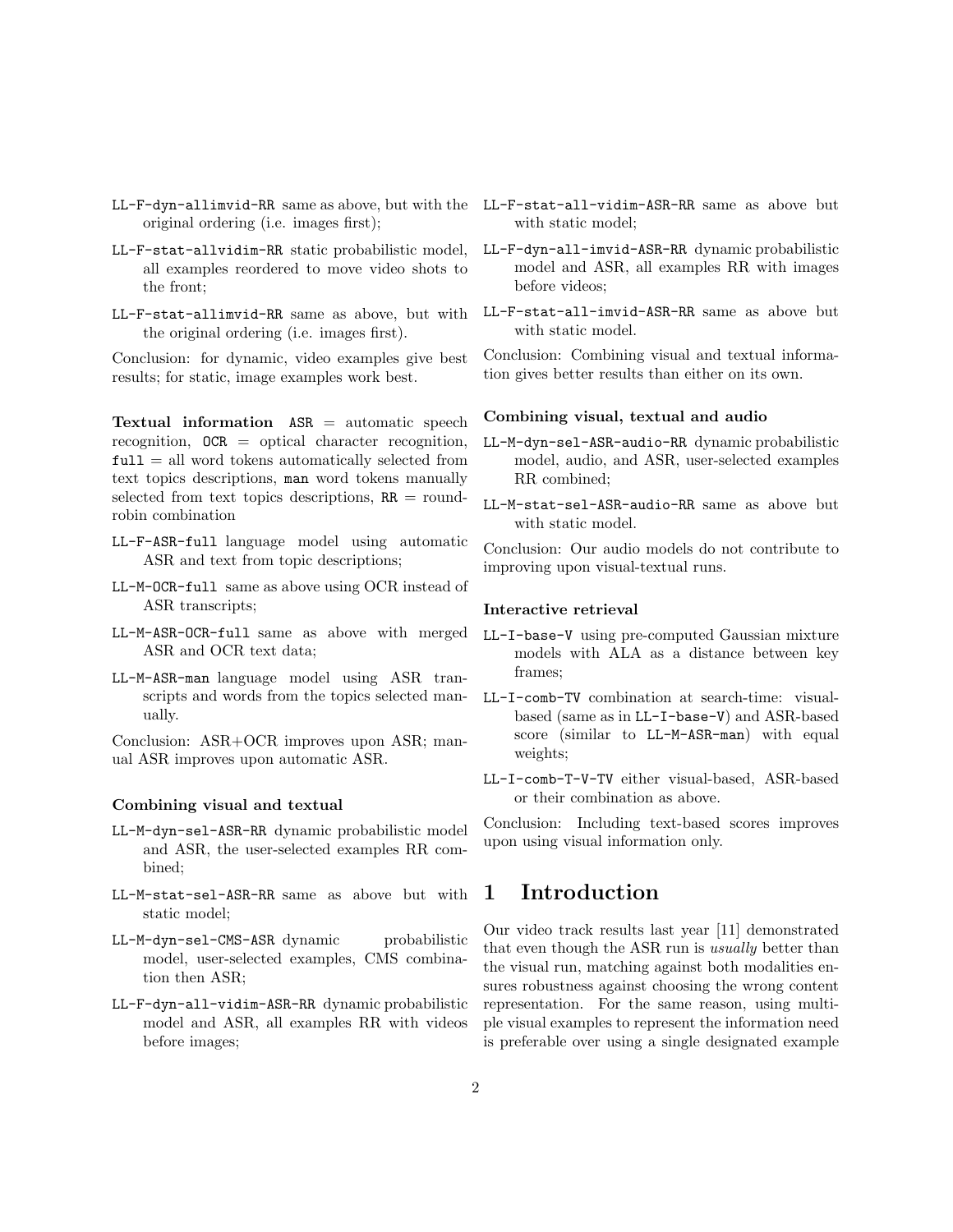`LL-F-dyn-allimvid-RR` same as above, but with the original ordering (i.e. images first);

`LL-F-stat-allvidim-RR` static probabilistic model, all examples reordered to move video shots to the front;

`LL-F-stat-allimvid-RR` same as above, but with the original ordering (i.e. images first).

Conclusion: for dynamic, video examples give best results; for static, image examples work best.

**Textual information** `ASR` = automatic speech recognition, `OCR` = optical character recognition, `full` = all word tokens automatically selected from text topics descriptions, `man` word tokens manually selected from text topics descriptions, `RR` = round-robin combination

`LL-F-ASR-full` language model using automatic ASR and text from topic descriptions;

`LL-M-OCR-full` same as above using OCR instead of ASR transcripts;

`LL-M-ASR-OCR-full` same as above with merged ASR and OCR text data;

`LL-M-ASR-man` language model using ASR transcripts and words from the topics selected manually.

Conclusion: ASR+OCR improves upon ASR; manual ASR improves upon automatic ASR.

#### Combining visual and textual

`LL-M-dyn-sel-ASR-RR` dynamic probabilistic model and ASR, the user-selected examples RR combined;

`LL-M-stat-sel-ASR-RR` same as above but with static model;

`LL-M-dyn-sel-CMS-ASR` dynamic probabilistic model, user-selected examples, CMS combination then ASR;

`LL-F-dyn-all-vidim-ASR-RR` dynamic probabilistic model and ASR, all examples RR with videos before images;

`LL-F-stat-all-vidim-ASR-RR` same as above but with static model;

`LL-F-dyn-all-imvid-ASR-RR` dynamic probabilistic model and ASR, all examples RR with images before videos;

`LL-F-stat-all-imvid-ASR-RR` same as above but with static model.

Conclusion: Combining visual and textual information gives better results than either on its own.

#### Combining visual, textual and audio

`LL-M-dyn-sel-ASR-audio-RR` dynamic probabilistic model, audio, and ASR, user-selected examples RR combined;

`LL-M-stat-sel-ASR-audio-RR` same as above but with static model.

Conclusion: Our audio models do not contribute to improving upon visual-textual runs.

#### Interactive retrieval

`LL-I-base-V` using pre-computed Gaussian mixture models with ALA as a distance between key frames;

`LL-I-comb-TV` combination at search-time: visual-based (same as in `LL-I-base-V`) and ASR-based score (similar to `LL-M-ASR-man`) with equal weights;

`LL-I-comb-T-V-TV` either visual-based, ASR-based or their combination as above.

Conclusion: Including text-based scores improves upon using visual information only.

# 1 Introduction

Our video track results last year [11] demonstrated that even though the ASR run is *usually* better than the visual run, matching against both modalities ensures robustness against choosing the wrong content representation. For the same reason, using multiple visual examples to represent the information need is preferable over using a single designated example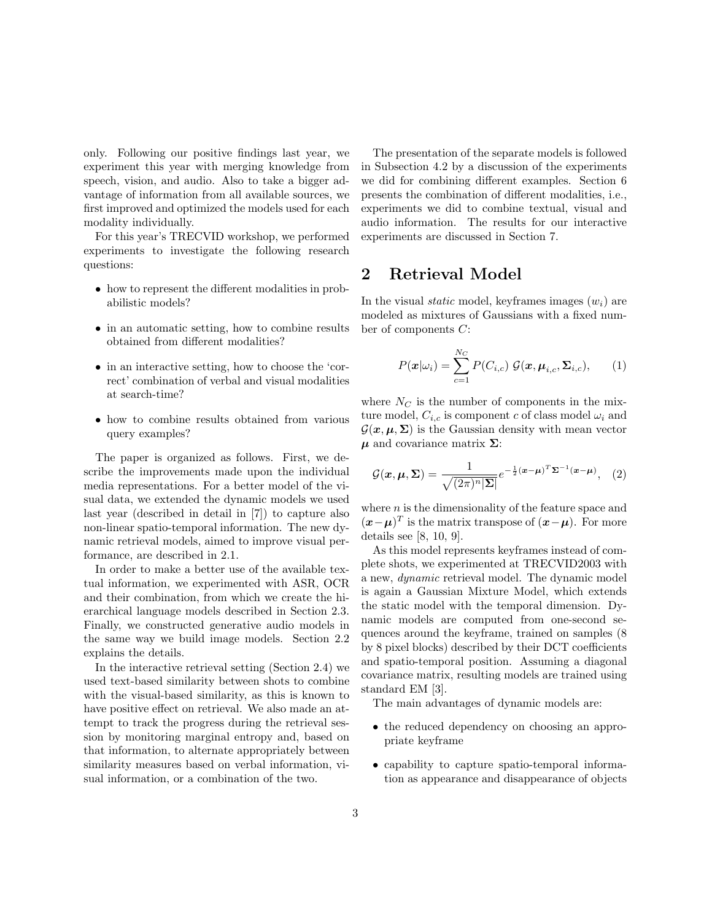only. Following our positive findings last year, we experiment this year with merging knowledge from speech, vision, and audio. Also to take a bigger advantage of information from all available sources, we first improved and optimized the models used for each modality individually.

For this year's TRECVID workshop, we performed experiments to investigate the following research questions:

- how to represent the different modalities in probabilistic models?
- in an automatic setting, how to combine results obtained from different modalities?
- in an interactive setting, how to choose the 'correct' combination of verbal and visual modalities at search-time?
- how to combine results obtained from various query examples?

The paper is organized as follows. First, we describe the improvements made upon the individual media representations. For a better model of the visual data, we extended the dynamic models we used last year (described in detail in [7]) to capture also non-linear spatio-temporal information. The new dynamic retrieval models, aimed to improve visual performance, are described in 2.1.

In order to make a better use of the available textual information, we experimented with ASR, OCR and their combination, from which we create the hierarchical language models described in Section 2.3. Finally, we constructed generative audio models in the same way we build image models. Section 2.2 explains the details.

In the interactive retrieval setting (Section 2.4) we used text-based similarity between shots to combine with the visual-based similarity, as this is known to have positive effect on retrieval. We also made an attempt to track the progress during the retrieval session by monitoring marginal entropy and, based on that information, to alternate appropriately between similarity measures based on verbal information, visual information, or a combination of the two.

The presentation of the separate models is followed in Subsection 4.2 by a discussion of the experiments we did for combining different examples. Section 6 presents the combination of different modalities, i.e., experiments we did to combine textual, visual and audio information. The results for our interactive experiments are discussed in Section 7.

# 2 Retrieval Model

In the visual *static* model, keyframes images ($w_i$) are modeled as mixtures of Gaussians with a fixed number of components $C$:

$$P(\boldsymbol{x}|\omega_i) = \sum_{c=1}^{N_C} P(C_{i,c})\ \mathcal{G}(\boldsymbol{x}, \boldsymbol{\mu}_{i,c}, \boldsymbol{\Sigma}_{i,c}), \qquad (1)$$

where $N_C$ is the number of components in the mixture model, $C_{i,c}$ is component $c$ of class model $\omega_i$ and $\mathcal{G}(\boldsymbol{x}, \boldsymbol{\mu}, \boldsymbol{\Sigma})$ is the Gaussian density with mean vector $\boldsymbol{\mu}$ and covariance matrix $\boldsymbol{\Sigma}$:

$$\mathcal{G}(\boldsymbol{x}, \boldsymbol{\mu}, \boldsymbol{\Sigma}) = \frac{1}{\sqrt{(2\pi)^n|\boldsymbol{\Sigma}|}} e^{-\frac{1}{2}(\boldsymbol{x}-\boldsymbol{\mu})^T\boldsymbol{\Sigma}^{-1}(\boldsymbol{x}-\boldsymbol{\mu})}, \quad (2)$$

where $n$ is the dimensionality of the feature space and $(\boldsymbol{x}-\boldsymbol{\mu})^T$ is the matrix transpose of $(\boldsymbol{x}-\boldsymbol{\mu})$. For more details see [8, 10, 9].

As this model represents keyframes instead of complete shots, we experimented at TRECVID2003 with a new, *dynamic* retrieval model. The dynamic model is again a Gaussian Mixture Model, which extends the static model with the temporal dimension. Dynamic models are computed from one-second sequences around the keyframe, trained on samples (8 by 8 pixel blocks) described by their DCT coefficients and spatio-temporal position. Assuming a diagonal covariance matrix, resulting models are trained using standard EM [3].

The main advantages of dynamic models are:

- the reduced dependency on choosing an appropriate keyframe
- capability to capture spatio-temporal information as appearance and disappearance of objects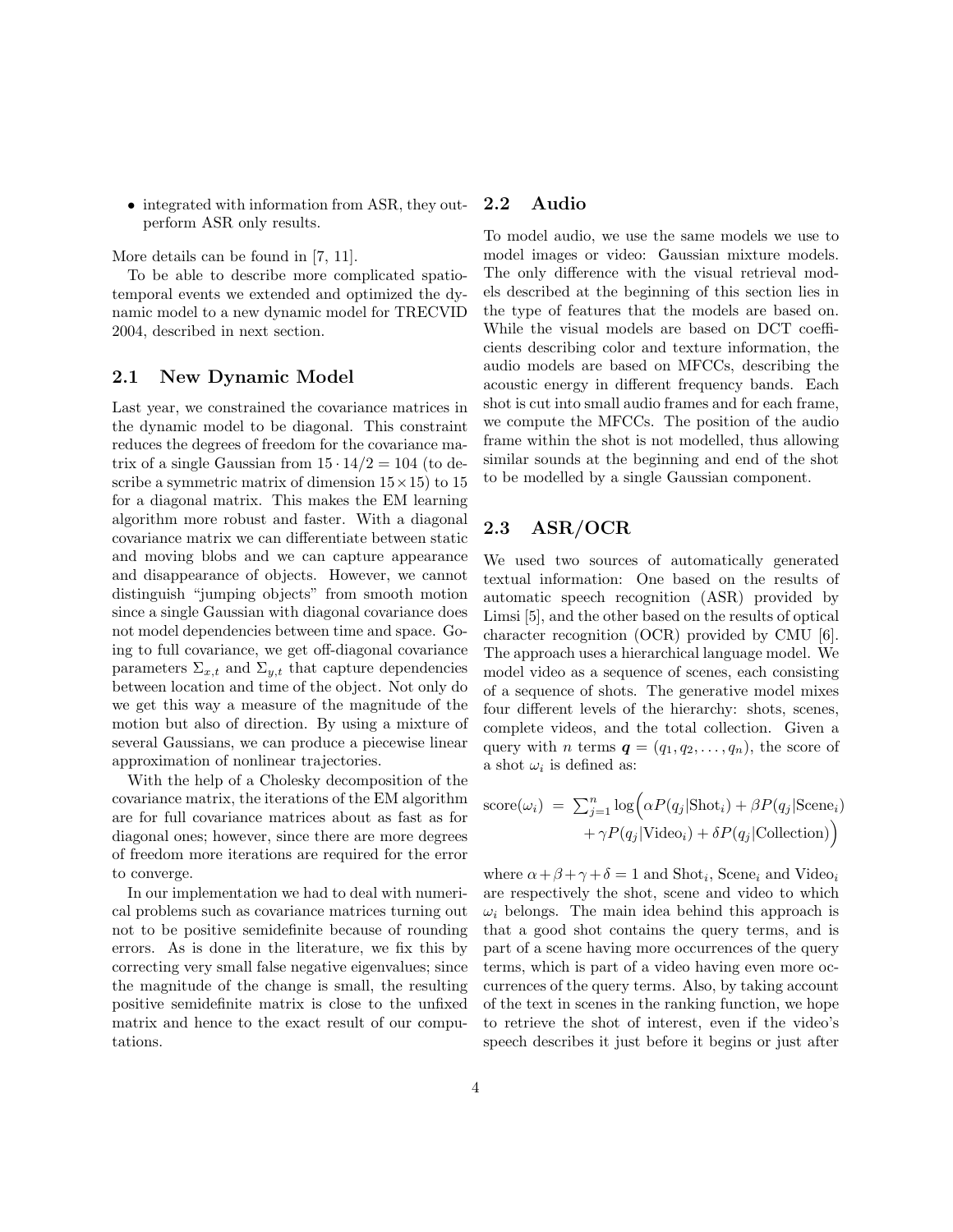- integrated with information from ASR, they outperform ASR only results.

More details can be found in [7, 11].

To be able to describe more complicated spatio-temporal events we extended and optimized the dynamic model to a new dynamic model for TRECVID 2004, described in next section.

## 2.1 New Dynamic Model

Last year, we constrained the covariance matrices in the dynamic model to be diagonal. This constraint reduces the degrees of freedom for the covariance matrix of a single Gaussian from $15 \cdot 14/2 = 104$ (to describe a symmetric matrix of dimension $15 \times 15$) to 15 for a diagonal matrix. This makes the EM learning algorithm more robust and faster. With a diagonal covariance matrix we can differentiate between static and moving blobs and we can capture appearance and disappearance of objects. However, we cannot distinguish "jumping objects" from smooth motion since a single Gaussian with diagonal covariance does not model dependencies between time and space. Going to full covariance, we get off-diagonal covariance parameters $\Sigma_{x,t}$ and $\Sigma_{y,t}$ that capture dependencies between location and time of the object. Not only do we get this way a measure of the magnitude of the motion but also of direction. By using a mixture of several Gaussians, we can produce a piecewise linear approximation of nonlinear trajectories.

With the help of a Cholesky decomposition of the covariance matrix, the iterations of the EM algorithm are for full covariance matrices about as fast as for diagonal ones; however, since there are more degrees of freedom more iterations are required for the error to converge.

In our implementation we had to deal with numerical problems such as covariance matrices turning out not to be positive semidefinite because of rounding errors. As is done in the literature, we fix this by correcting very small false negative eigenvalues; since the magnitude of the change is small, the resulting positive semidefinite matrix is close to the unfixed matrix and hence to the exact result of our computations.

## 2.2 Audio

To model audio, we use the same models we use to model images or video: Gaussian mixture models. The only difference with the visual retrieval models described at the beginning of this section lies in the type of features that the models are based on. While the visual models are based on DCT coefficients describing color and texture information, the audio models are based on MFCCs, describing the acoustic energy in different frequency bands. Each shot is cut into small audio frames and for each frame, we compute the MFCCs. The position of the audio frame within the shot is not modelled, thus allowing similar sounds at the beginning and end of the shot to be modelled by a single Gaussian component.

## 2.3 ASR/OCR

We used two sources of automatically generated textual information: One based on the results of automatic speech recognition (ASR) provided by Limsi [5], and the other based on the results of optical character recognition (OCR) provided by CMU [6]. The approach uses a hierarchical language model. We model video as a sequence of scenes, each consisting of a sequence of shots. The generative model mixes four different levels of the hierarchy: shots, scenes, complete videos, and the total collection. Given a query with $n$ terms $\boldsymbol{q} = (q_1, q_2, \ldots, q_n)$, the score of a shot $\omega_i$ is defined as:

$$\text{score}(\omega_i) = \sum_{j=1}^{n} \log\Big(\alpha P(q_j|\text{Shot}_i) + \beta P(q_j|\text{Scene}_i) + \gamma P(q_j|\text{Video}_i) + \delta P(q_j|\text{Collection})\Big)$$

where $\alpha + \beta + \gamma + \delta = 1$ and $\text{Shot}_i$, $\text{Scene}_i$ and $\text{Video}_i$ are respectively the shot, scene and video to which $\omega_i$ belongs. The main idea behind this approach is that a good shot contains the query terms, and is part of a scene having more occurrences of the query terms, which is part of a video having even more occurrences of the query terms. Also, by taking account of the text in scenes in the ranking function, we hope to retrieve the shot of interest, even if the video's speech describes it just before it begins or just after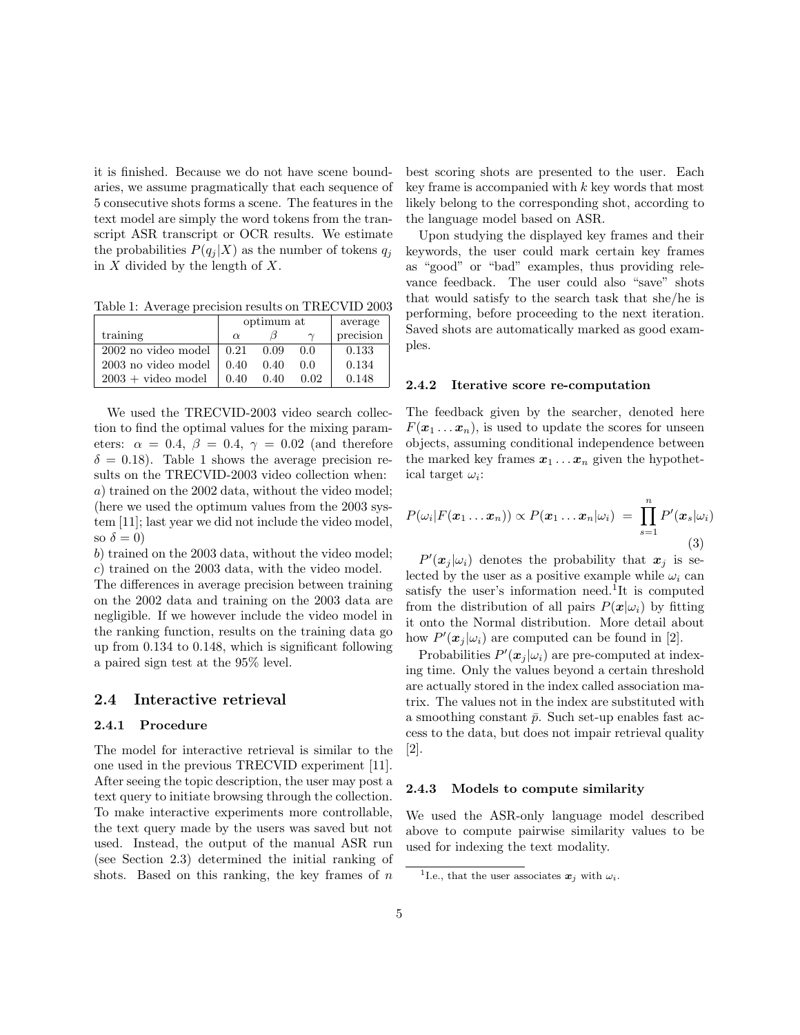it is finished. Because we do not have scene boundaries, we assume pragmatically that each sequence of 5 consecutive shots forms a scene. The features in the text model are simply the word tokens from the transcript ASR transcript or OCR results. We estimate the probabilities $P(q_j|X)$ as the number of tokens $q_j$ in $X$ divided by the length of $X$.

Table 1: Average precision results on TRECVID 2003

| training | optimum at | | | average precision |
|---|---|---|---|---|
| | $\alpha$ | $\beta$ | $\gamma$ | |
| 2002 no video model | 0.21 | 0.09 | 0.0 | 0.133 |
| 2003 no video model | 0.40 | 0.40 | 0.0 | 0.134 |
| 2003 + video model | 0.40 | 0.40 | 0.02 | 0.148 |

We used the TRECVID-2003 video search collection to find the optimal values for the mixing parameters: $\alpha = 0.4$, $\beta = 0.4$, $\gamma = 0.02$ (and therefore $\delta = 0.18$). Table 1 shows the average precision results on the TRECVID-2003 video collection when:
*a*) trained on the 2002 data, without the video model; (here we used the optimum values from the 2003 system [11]; last year we did not include the video model, so $\delta = 0$)
*b*) trained on the 2003 data, without the video model;
*c*) trained on the 2003 data, with the video model.
The differences in average precision between training on the 2002 data and training on the 2003 data are negligible. If we however include the video model in the ranking function, results on the training data go up from 0.134 to 0.148, which is significant following a paired sign test at the 95% level.

## 2.4 Interactive retrieval

### 2.4.1 Procedure

The model for interactive retrieval is similar to the one used in the previous TRECVID experiment [11]. After seeing the topic description, the user may post a text query to initiate browsing through the collection. To make interactive experiments more controllable, the text query made by the users was saved but not used. Instead, the output of the manual ASR run (see Section 2.3) determined the initial ranking of shots. Based on this ranking, the key frames of $n$ best scoring shots are presented to the user. Each key frame is accompanied with $k$ key words that most likely belong to the corresponding shot, according to the language model based on ASR.

Upon studying the displayed key frames and their keywords, the user could mark certain key frames as "good" or "bad" examples, thus providing relevance feedback. The user could also "save" shots that would satisfy to the search task that she/he is performing, before proceeding to the next iteration. Saved shots are automatically marked as good examples.

### 2.4.2 Iterative score re-computation

The feedback given by the searcher, denoted here $F(\boldsymbol{x}_1 \dots \boldsymbol{x}_n)$, is used to update the scores for unseen objects, assuming conditional independence between the marked key frames $\boldsymbol{x}_1 \dots \boldsymbol{x}_n$ given the hypothetical target $\omega_i$:

$$P(\omega_i|F(\boldsymbol{x}_1 \dots \boldsymbol{x}_n)) \propto P(\boldsymbol{x}_1 \dots \boldsymbol{x}_n|\omega_i) = \prod_{s=1}^{n} P'(\boldsymbol{x}_s|\omega_i) \tag{3}$$

$P'(\boldsymbol{x}_j|\omega_i)$ denotes the probability that $\boldsymbol{x}_j$ is selected by the user as a positive example while $\omega_i$ can satisfy the user's information need.[1] It is computed from the distribution of all pairs $P(\boldsymbol{x}|\omega_i)$ by fitting it onto the Normal distribution. More detail about how $P'(\boldsymbol{x}_j|\omega_i)$ are computed can be found in [2].

Probabilities $P'(\boldsymbol{x}_j|\omega_i)$ are pre-computed at indexing time. Only the values beyond a certain threshold are actually stored in the index called association matrix. The values not in the index are substituted with a smoothing constant $\bar{p}$. Such set-up enables fast access to the data, but does not impair retrieval quality [2].

### 2.4.3 Models to compute similarity

We used the ASR-only language model described above to compute pairwise similarity values to be used for indexing the text modality.

[1] I.e., that the user associates $\boldsymbol{x}_j$ with $\omega_i$.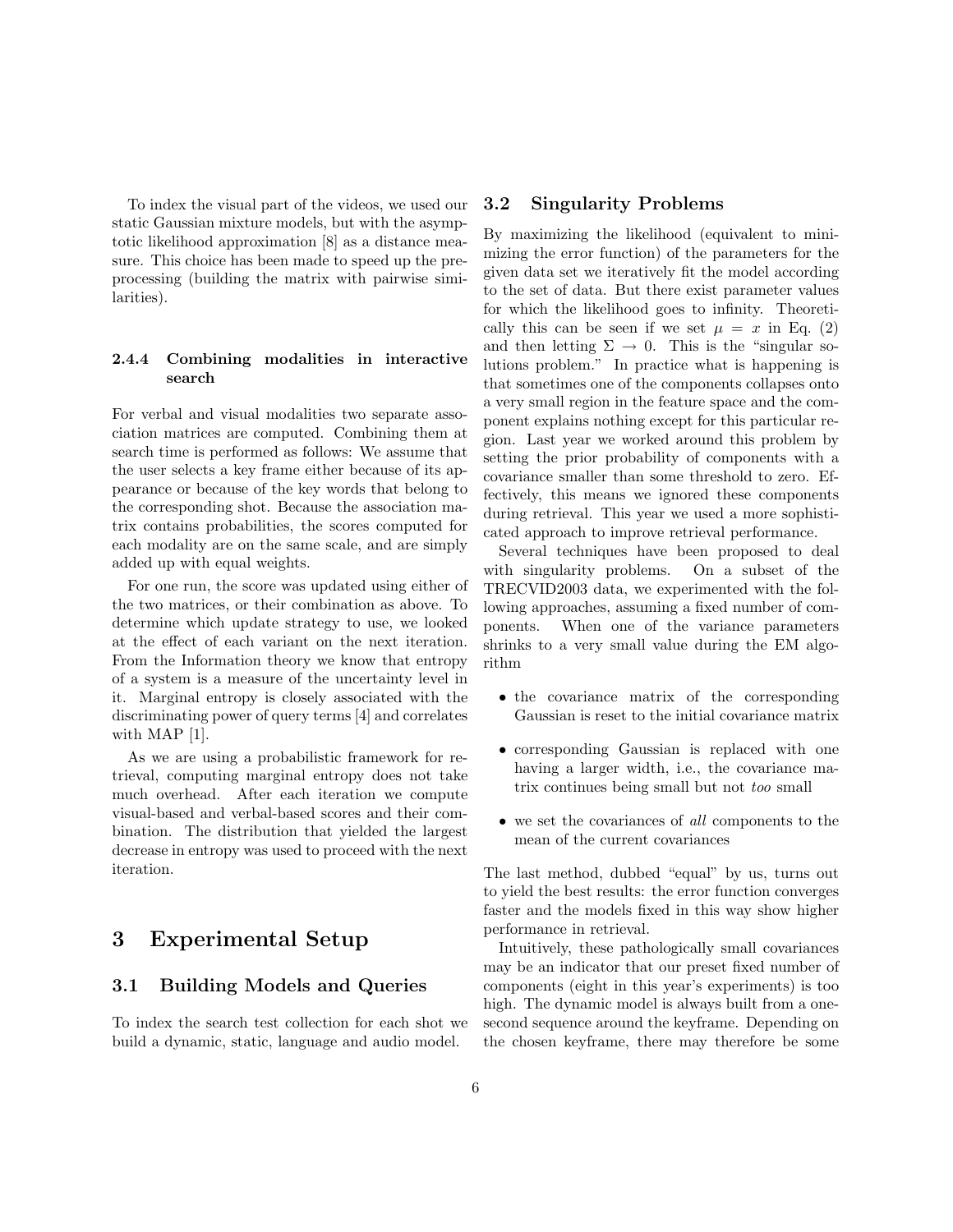To index the visual part of the videos, we used our static Gaussian mixture models, but with the asymptotic likelihood approximation [8] as a distance measure. This choice has been made to speed up the preprocessing (building the matrix with pairwise similarities).

#### 2.4.4 Combining modalities in interactive search

For verbal and visual modalities two separate association matrices are computed. Combining them at search time is performed as follows: We assume that the user selects a key frame either because of its appearance or because of the key words that belong to the corresponding shot. Because the association matrix contains probabilities, the scores computed for each modality are on the same scale, and are simply added up with equal weights.

For one run, the score was updated using either of the two matrices, or their combination as above. To determine which update strategy to use, we looked at the effect of each variant on the next iteration. From the Information theory we know that entropy of a system is a measure of the uncertainty level in it. Marginal entropy is closely associated with the discriminating power of query terms [4] and correlates with MAP [1].

As we are using a probabilistic framework for retrieval, computing marginal entropy does not take much overhead. After each iteration we compute visual-based and verbal-based scores and their combination. The distribution that yielded the largest decrease in entropy was used to proceed with the next iteration.

# 3 Experimental Setup

## 3.1 Building Models and Queries

To index the search test collection for each shot we build a dynamic, static, language and audio model.

## 3.2 Singularity Problems

By maximizing the likelihood (equivalent to minimizing the error function) of the parameters for the given data set we iteratively fit the model according to the set of data. But there exist parameter values for which the likelihood goes to infinity. Theoretically this can be seen if we set $\mu = x$ in Eq. (2) and then letting $\Sigma \to 0$. This is the "singular solutions problem." In practice what is happening is that sometimes one of the components collapses onto a very small region in the feature space and the component explains nothing except for this particular region. Last year we worked around this problem by setting the prior probability of components with a covariance smaller than some threshold to zero. Effectively, this means we ignored these components during retrieval. This year we used a more sophisticated approach to improve retrieval performance.

Several techniques have been proposed to deal with singularity problems. On a subset of the TRECVID2003 data, we experimented with the following approaches, assuming a fixed number of components. When one of the variance parameters shrinks to a very small value during the EM algorithm

- the covariance matrix of the corresponding Gaussian is reset to the initial covariance matrix
- corresponding Gaussian is replaced with one having a larger width, i.e., the covariance matrix continues being small but not *too* small
- we set the covariances of *all* components to the mean of the current covariances

The last method, dubbed "equal" by us, turns out to yield the best results: the error function converges faster and the models fixed in this way show higher performance in retrieval.

Intuitively, these pathologically small covariances may be an indicator that our preset fixed number of components (eight in this year's experiments) is too high. The dynamic model is always built from a one-second sequence around the keyframe. Depending on the chosen keyframe, there may therefore be some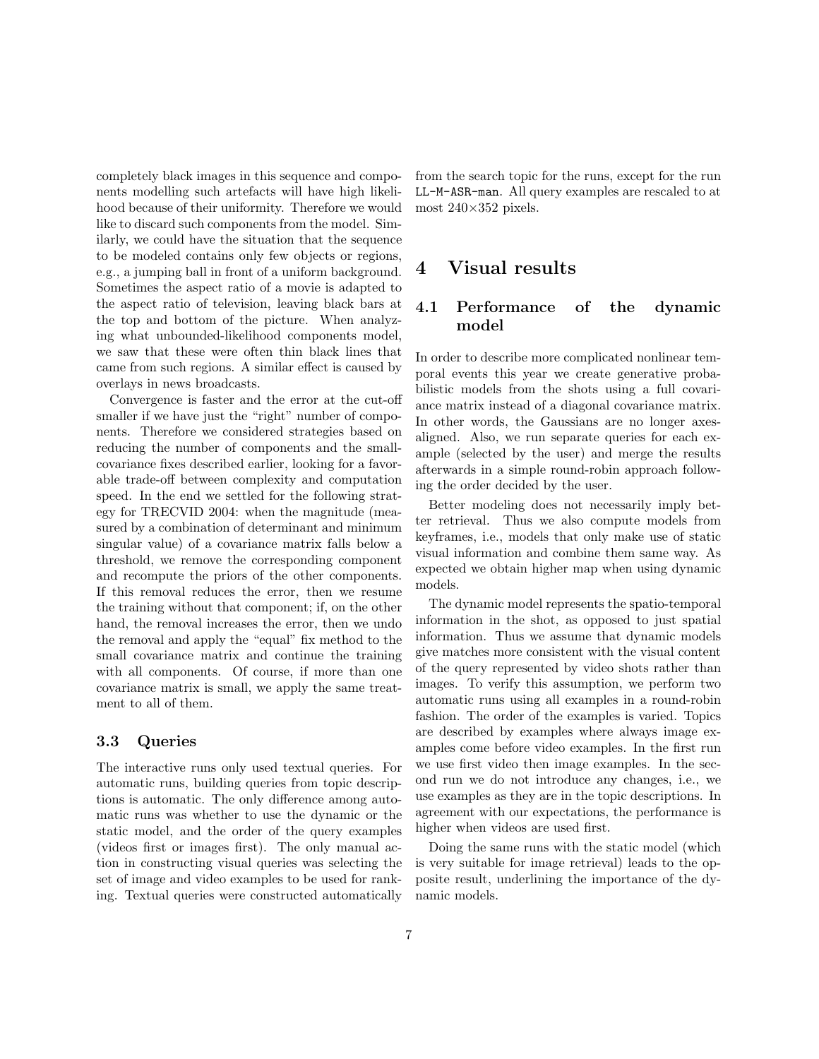completely black images in this sequence and components modelling such artefacts will have high likelihood because of their uniformity. Therefore we would like to discard such components from the model. Similarly, we could have the situation that the sequence to be modeled contains only few objects or regions, e.g., a jumping ball in front of a uniform background. Sometimes the aspect ratio of a movie is adapted to the aspect ratio of television, leaving black bars at the top and bottom of the picture. When analyzing what unbounded-likelihood components model, we saw that these were often thin black lines that came from such regions. A similar effect is caused by overlays in news broadcasts.

Convergence is faster and the error at the cut-off smaller if we have just the "right" number of components. Therefore we considered strategies based on reducing the number of components and the small-covariance fixes described earlier, looking for a favorable trade-off between complexity and computation speed. In the end we settled for the following strategy for TRECVID 2004: when the magnitude (measured by a combination of determinant and minimum singular value) of a covariance matrix falls below a threshold, we remove the corresponding component and recompute the priors of the other components. If this removal reduces the error, then we resume the training without that component; if, on the other hand, the removal increases the error, then we undo the removal and apply the "equal" fix method to the small covariance matrix and continue the training with all components. Of course, if more than one covariance matrix is small, we apply the same treatment to all of them.

### 3.3 Queries

The interactive runs only used textual queries. For automatic runs, building queries from topic descriptions is automatic. The only difference among automatic runs was whether to use the dynamic or the static model, and the order of the query examples (videos first or images first). The only manual action in constructing visual queries was selecting the set of image and video examples to be used for ranking. Textual queries were constructed automatically from the search topic for the runs, except for the run `LL-M-ASR-man`. All query examples are rescaled to at most $240 \times 352$ pixels.

## 4 Visual results

### 4.1 Performance of the dynamic model

In order to describe more complicated nonlinear temporal events this year we create generative probabilistic models from the shots using a full covariance matrix instead of a diagonal covariance matrix. In other words, the Gaussians are no longer axes-aligned. Also, we run separate queries for each example (selected by the user) and merge the results afterwards in a simple round-robin approach following the order decided by the user.

Better modeling does not necessarily imply better retrieval. Thus we also compute models from keyframes, i.e., models that only make use of static visual information and combine them same way. As expected we obtain higher map when using dynamic models.

The dynamic model represents the spatio-temporal information in the shot, as opposed to just spatial information. Thus we assume that dynamic models give matches more consistent with the visual content of the query represented by video shots rather than images. To verify this assumption, we perform two automatic runs using all examples in a round-robin fashion. The order of the examples is varied. Topics are described by examples where always image examples come before video examples. In the first run we use first video then image examples. In the second run we do not introduce any changes, i.e., we use examples as they are in the topic descriptions. In agreement with our expectations, the performance is higher when videos are used first.

Doing the same runs with the static model (which is very suitable for image retrieval) leads to the opposite result, underlining the importance of the dynamic models.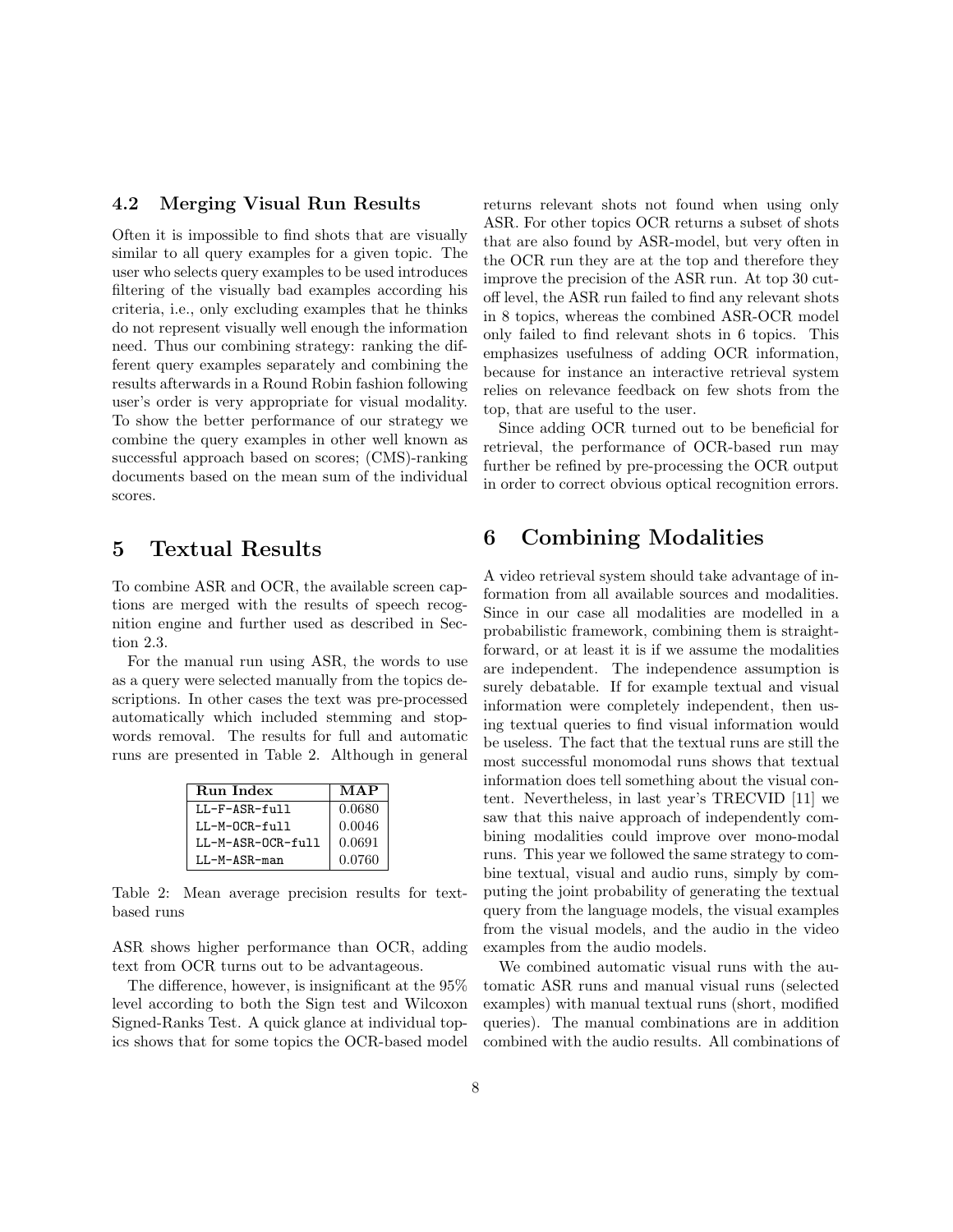### 4.2 Merging Visual Run Results

Often it is impossible to find shots that are visually similar to all query examples for a given topic. The user who selects query examples to be used introduces filtering of the visually bad examples according his criteria, i.e., only excluding examples that he thinks do not represent visually well enough the information need. Thus our combining strategy: ranking the different query examples separately and combining the results afterwards in a Round Robin fashion following user's order is very appropriate for visual modality. To show the better performance of our strategy we combine the query examples in other well known as successful approach based on scores; (CMS)-ranking documents based on the mean sum of the individual scores.

## 5 Textual Results

To combine ASR and OCR, the available screen captions are merged with the results of speech recognition engine and further used as described in Section 2.3.

For the manual run using ASR, the words to use as a query were selected manually from the topics descriptions. In other cases the text was pre-processed automatically which included stemming and stopwords removal. The results for full and automatic runs are presented in Table 2. Although in general ASR shows higher performance than OCR, adding text from OCR turns out to be advantageous.

| Run Index | MAP |
|---|---|
| LL-F-ASR-full | 0.0680 |
| LL-M-OCR-full | 0.0046 |
| LL-M-ASR-OCR-full | 0.0691 |
| LL-M-ASR-man | 0.0760 |

Table 2: Mean average precision results for text-based runs

The difference, however, is insignificant at the 95% level according to both the Sign test and Wilcoxon Signed-Ranks Test. A quick glance at individual topics shows that for some topics the OCR-based model returns relevant shots not found when using only ASR. For other topics OCR returns a subset of shots that are also found by ASR-model, but very often in the OCR run they are at the top and therefore they improve the precision of the ASR run. At top 30 cutoff level, the ASR run failed to find any relevant shots in 8 topics, whereas the combined ASR-OCR model only failed to find relevant shots in 6 topics. This emphasizes usefulness of adding OCR information, because for instance an interactive retrieval system relies on relevance feedback on few shots from the top, that are useful to the user.

Since adding OCR turned out to be beneficial for retrieval, the performance of OCR-based run may further be refined by pre-processing the OCR output in order to correct obvious optical recognition errors.

## 6 Combining Modalities

A video retrieval system should take advantage of information from all available sources and modalities. Since in our case all modalities are modelled in a probabilistic framework, combining them is straightforward, or at least it is if we assume the modalities are independent. The independence assumption is surely debatable. If for example textual and visual information were completely independent, then using textual queries to find visual information would be useless. The fact that the textual runs are still the most successful monomodal runs shows that textual information does tell something about the visual content. Nevertheless, in last year's TRECVID [11] we saw that this naive approach of independently combining modalities could improve over mono-modal runs. This year we followed the same strategy to combine textual, visual and audio runs, simply by computing the joint probability of generating the textual query from the language models, the visual examples from the visual models, and the audio in the video examples from the audio models.

We combined automatic visual runs with the automatic ASR runs and manual visual runs (selected examples) with manual textual runs (short, modified queries). The manual combinations are in addition combined with the audio results. All combinations of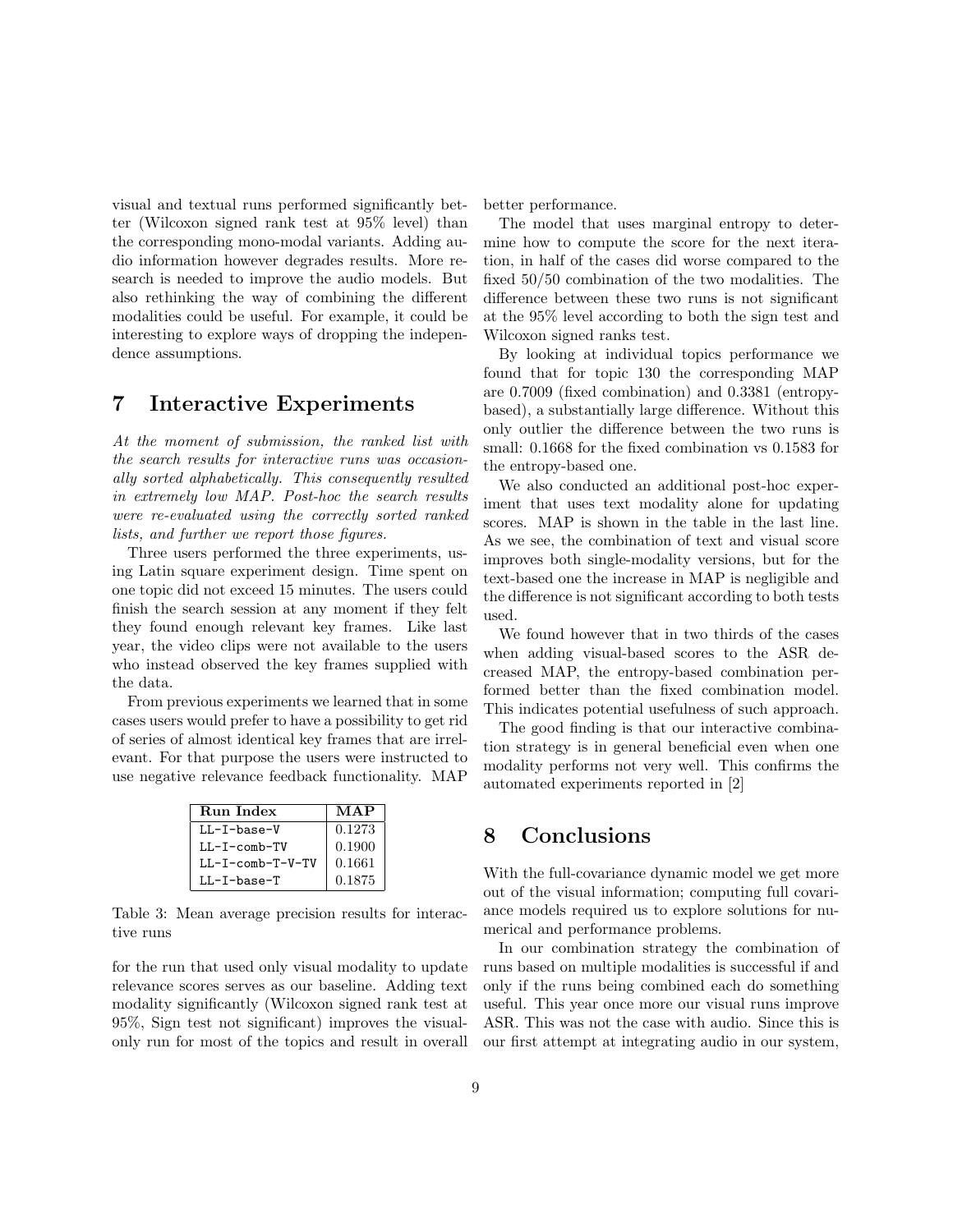visual and textual runs performed significantly better (Wilcoxon signed rank test at 95% level) than the corresponding mono-modal variants. Adding audio information however degrades results. More research is needed to improve the audio models. But also rethinking the way of combining the different modalities could be useful. For example, it could be interesting to explore ways of dropping the independence assumptions.

# 7 Interactive Experiments

*At the moment of submission, the ranked list with the search results for interactive runs was occasionally sorted alphabetically. This consequently resulted in extremely low MAP. Post-hoc the search results were re-evaluated using the correctly sorted ranked lists, and further we report those figures.*

Three users performed the three experiments, using Latin square experiment design. Time spent on one topic did not exceed 15 minutes. The users could finish the search session at any moment if they felt they found enough relevant key frames. Like last year, the video clips were not available to the users who instead observed the key frames supplied with the data.

From previous experiments we learned that in some cases users would prefer to have a possibility to get rid of series of almost identical key frames that are irrelevant. For that purpose the users were instructed to use negative relevance feedback functionality. MAP for the run that used only visual modality to update relevance scores serves as our baseline. Adding text modality significantly (Wilcoxon signed rank test at 95%, Sign test not significant) improves the visual-only run for most of the topics and result in overall better performance.

| Run Index | MAP |
|---|---|
| LL-I-base-V | 0.1273 |
| LL-I-comb-TV | 0.1900 |
| LL-I-comb-T-V-TV | 0.1661 |
| LL-I-base-T | 0.1875 |

Table 3: Mean average precision results for interactive runs

The model that uses marginal entropy to determine how to compute the score for the next iteration, in half of the cases did worse compared to the fixed 50/50 combination of the two modalities. The difference between these two runs is not significant at the 95% level according to both the sign test and Wilcoxon signed ranks test.

By looking at individual topics performance we found that for topic 130 the corresponding MAP are 0.7009 (fixed combination) and 0.3381 (entropy-based), a substantially large difference. Without this only outlier the difference between the two runs is small: 0.1668 for the fixed combination vs 0.1583 for the entropy-based one.

We also conducted an additional post-hoc experiment that uses text modality alone for updating scores. MAP is shown in the table in the last line. As we see, the combination of text and visual score improves both single-modality versions, but for the text-based one the increase in MAP is negligible and the difference is not significant according to both tests used.

We found however that in two thirds of the cases when adding visual-based scores to the ASR decreased MAP, the entropy-based combination performed better than the fixed combination model. This indicates potential usefulness of such approach.

The good finding is that our interactive combination strategy is in general beneficial even when one modality performs not very well. This confirms the automated experiments reported in [2]

# 8 Conclusions

With the full-covariance dynamic model we get more out of the visual information; computing full covariance models required us to explore solutions for numerical and performance problems.

In our combination strategy the combination of runs based on multiple modalities is successful if and only if the runs being combined each do something useful. This year once more our visual runs improve ASR. This was not the case with audio. Since this is our first attempt at integrating audio in our system,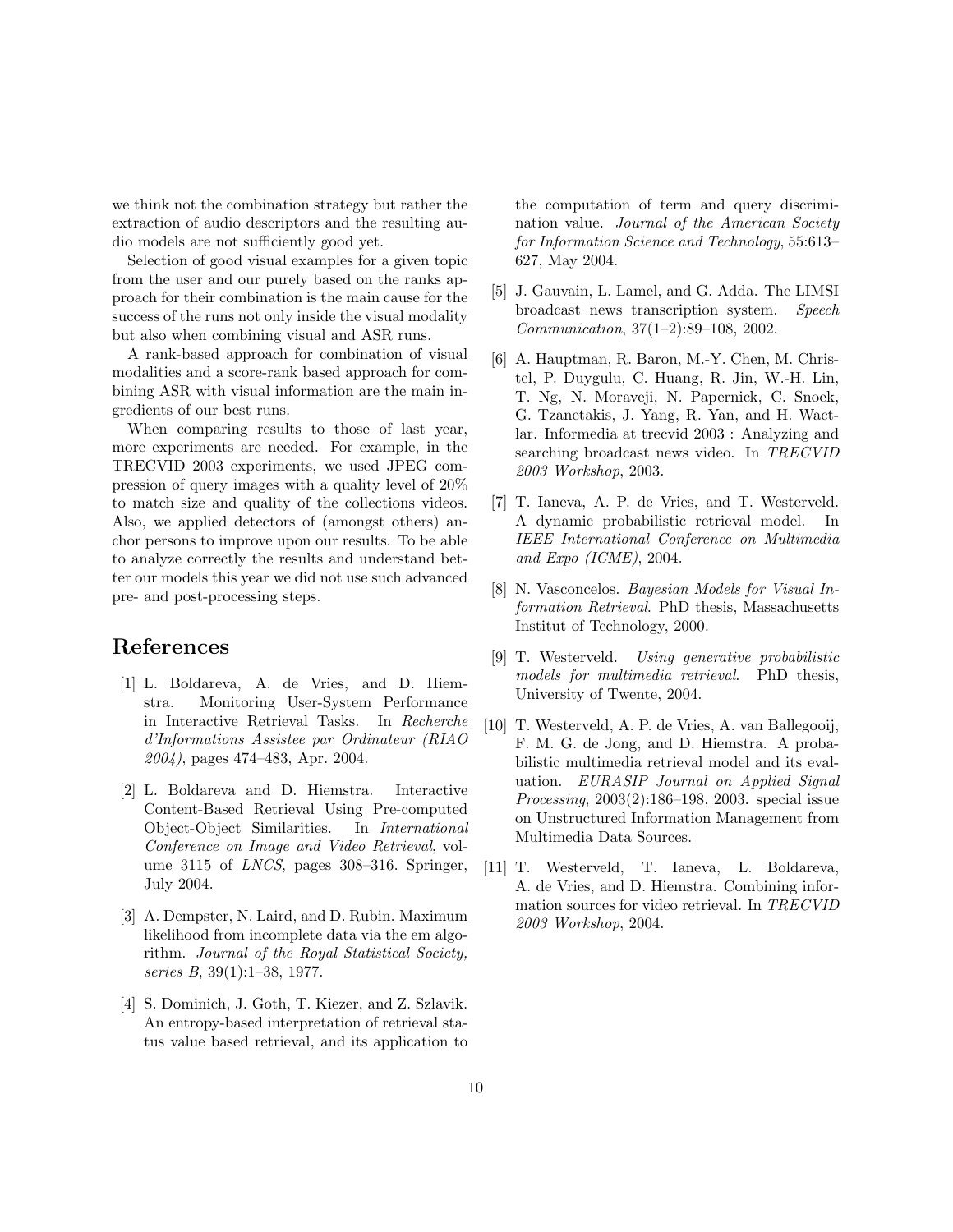we think not the combination strategy but rather the extraction of audio descriptors and the resulting audio models are not sufficiently good yet.

Selection of good visual examples for a given topic from the user and our purely based on the ranks approach for their combination is the main cause for the success of the runs not only inside the visual modality but also when combining visual and ASR runs.

A rank-based approach for combination of visual modalities and a score-rank based approach for combining ASR with visual information are the main ingredients of our best runs.

When comparing results to those of last year, more experiments are needed. For example, in the TRECVID 2003 experiments, we used JPEG compression of query images with a quality level of 20% to match size and quality of the collections videos. Also, we applied detectors of (amongst others) anchor persons to improve upon our results. To be able to analyze correctly the results and understand better our models this year we did not use such advanced pre- and post-processing steps.

# References

[1] L. Boldareva, A. de Vries, and D. Hiemstra. Monitoring User-System Performance in Interactive Retrieval Tasks. In *Recherche d'Informations Assistee par Ordinateur (RIAO 2004)*, pages 474–483, Apr. 2004.

[2] L. Boldareva and D. Hiemstra. Interactive Content-Based Retrieval Using Pre-computed Object-Object Similarities. In *International Conference on Image and Video Retrieval*, volume 3115 of *LNCS*, pages 308–316. Springer, July 2004.

[3] A. Dempster, N. Laird, and D. Rubin. Maximum likelihood from incomplete data via the em algorithm. *Journal of the Royal Statistical Society, series B*, 39(1):1–38, 1977.

[4] S. Dominich, J. Goth, T. Kiezer, and Z. Szlavik. An entropy-based interpretation of retrieval status value based retrieval, and its application to the computation of term and query discrimination value. *Journal of the American Society for Information Science and Technology*, 55:613–627, May 2004.

[5] J. Gauvain, L. Lamel, and G. Adda. The LIMSI broadcast news transcription system. *Speech Communication*, 37(1–2):89–108, 2002.

[6] A. Hauptman, R. Baron, M.-Y. Chen, M. Christel, P. Duygulu, C. Huang, R. Jin, W.-H. Lin, T. Ng, N. Moraveji, N. Papernick, C. Snoek, G. Tzanetakis, J. Yang, R. Yan, and H. Wactlar. Informedia at trecvid 2003 : Analyzing and searching broadcast news video. In *TRECVID 2003 Workshop*, 2003.

[7] T. Ianeva, A. P. de Vries, and T. Westerveld. A dynamic probabilistic retrieval model. In *IEEE International Conference on Multimedia and Expo (ICME)*, 2004.

[8] N. Vasconcelos. *Bayesian Models for Visual Information Retrieval*. PhD thesis, Massachusetts Institut of Technology, 2000.

[9] T. Westerveld. *Using generative probabilistic models for multimedia retrieval*. PhD thesis, University of Twente, 2004.

[10] T. Westerveld, A. P. de Vries, A. van Ballegooij, F. M. G. de Jong, and D. Hiemstra. A probabilistic multimedia retrieval model and its evaluation. *EURASIP Journal on Applied Signal Processing*, 2003(2):186–198, 2003. special issue on Unstructured Information Management from Multimedia Data Sources.

[11] T. Westerveld, T. Ianeva, L. Boldareva, A. de Vries, and D. Hiemstra. Combining information sources for video retrieval. In *TRECVID 2003 Workshop*, 2004.